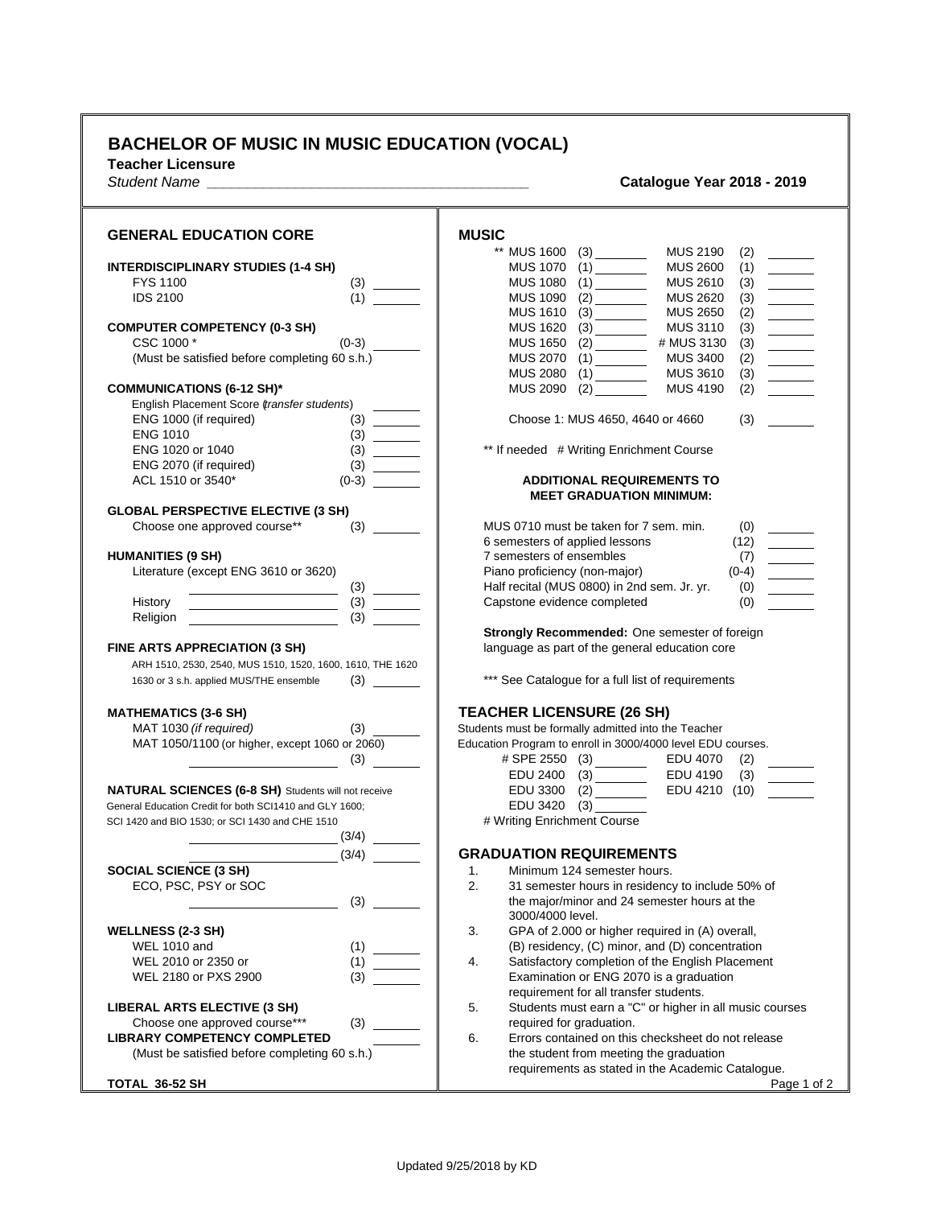# BACHELOR OF MUSIC IN MUSIC EDUCATION (VOCAL)

**Teacher Licensure**

*Student Name* ________________________________________ **Catalogue Year 2018 - 2019**

## GENERAL EDUCATION CORE

**INTERDISCIPLINARY STUDIES (1-4 SH)**

| Course | SH | |
|---|---|---|
| FYS 1100 | (3) | ______ |
| IDS 2100 | (1) | ______ |

**COMPUTER COMPETENCY (0-3 SH)**

| Course | SH | |
|---|---|---|
| CSC 1000 * | (0-3) | ______ |

(Must be satisfied before completing 60 s.h.)

**COMMUNICATIONS (6-12 SH)***

| Course | SH | |
|---|---|---|
| English Placement Score (*transfer students*) | | ______ |
| ENG 1000 (if required) | (3) | ______ |
| ENG 1010 | (3) | ______ |
| ENG 1020 or 1040 | (3) | ______ |
| ENG 2070 (if required) | (3) | ______ |
| ACL 1510 or 3540* | (0-3) | ______ |

**GLOBAL PERSPECTIVE ELECTIVE (3 SH)**

| Course | SH | |
|---|---|---|
| Choose one approved course** | (3) | ______ |

**HUMANITIES (9 SH)**

Literature (except ENG 3610 or 3620)

| Course | SH | |
|---|---|---|
| ______________ | (3) | ______ |
| History ______________ | (3) | ______ |
| Religion ______________ | (3) | ______ |

**FINE ARTS APPRECIATION (3 SH)**

ARH 1510, 2530, 2540, MUS 1510, 1520, 1600, 1610, THE 1620 1630 or 3 s.h. applied MUS/THE ensemble (3) ______

**MATHEMATICS (3-6 SH)**

| Course | SH | |
|---|---|---|
| MAT 1030 *(if required)* | (3) | ______ |
| MAT 1050/1100 (or higher, except 1060 or 2060) | | |
| ______________ | (3) | ______ |

**NATURAL SCIENCES (6-8 SH)** Students will not receive General Education Credit for both SCI1410 and GLY 1600; SCI 1420 and BIO 1530; or SCI 1430 and CHE 1510

| Course | SH | |
|---|---|---|
| ______________ | (3/4) | ______ |
| ______________ | (3/4) | ______ |

**SOCIAL SCIENCE (3 SH)**

ECO, PSC, PSY or SOC

| Course | SH | |
|---|---|---|
| ______________ | (3) | ______ |

**WELLNESS (2-3 SH)**

| Course | SH | |
|---|---|---|
| WEL 1010 and | (1) | ______ |
| WEL 2010 or 2350 or | (1) | ______ |
| WEL 2180 or PXS 2900 | (3) | ______ |

**LIBERAL ARTS ELECTIVE (3 SH)**

| Course | SH | |
|---|---|---|
| Choose one approved course*** | (3) | ______ |

**LIBRARY COMPETENCY COMPLETED** ______

(Must be satisfied before completing 60 s.h.)

**TOTAL 36-52 SH**

## MUSIC

| Course | SH | | Course | SH | |
|---|---|---|---|---|---|
| ** MUS 1600 | (3) | ______ | MUS 2190 | (2) | ______ |
| MUS 1070 | (1) | ______ | MUS 2600 | (1) | ______ |
| MUS 1080 | (1) | ______ | MUS 2610 | (3) | ______ |
| MUS 1090 | (2) | ______ | MUS 2620 | (3) | ______ |
| MUS 1610 | (3) | ______ | MUS 2650 | (2) | ______ |
| MUS 1620 | (3) | ______ | MUS 3110 | (3) | ______ |
| MUS 1650 | (2) | ______ | # MUS 3130 | (3) | ______ |
| MUS 2070 | (1) | ______ | MUS 3400 | (2) | ______ |
| MUS 2080 | (1) | ______ | MUS 3610 | (3) | ______ |
| MUS 2090 | (2) | ______ | MUS 4190 | (2) | ______ |

Choose 1: MUS 4650, 4640 or 4660 (3) ______

** If needed # Writing Enrichment Course

### ADDITIONAL REQUIREMENTS TO MEET GRADUATION MINIMUM:

| Requirement | SH | |
|---|---|---|
| MUS 0710 must be taken for 7 sem. min. | (0) | ______ |
| 6 semesters of applied lessons | (12) | ______ |
| 7 semesters of ensembles | (7) | ______ |
| Piano proficiency (non-major) | (0-4) | ______ |
| Half recital (MUS 0800) in 2nd sem. Jr. yr. | (0) | ______ |
| Capstone evidence completed | (0) | ______ |

**Strongly Recommended:** One semester of foreign language as part of the general education core

*** See Catalogue for a full list of requirements

## TEACHER LICENSURE (26 SH)

Students must be formally admitted into the Teacher Education Program to enroll in 3000/4000 level EDU courses.

| Course | SH | | Course | SH | |
|---|---|---|---|---|---|
| # SPE 2550 | (3) | ______ | EDU 4070 | (2) | ______ |
| EDU 2400 | (3) | ______ | EDU 4190 | (3) | ______ |
| EDU 3300 | (2) | ______ | EDU 4210 | (10) | ______ |
| EDU 3420 | (3) | ______ | | | |

# Writing Enrichment Course

## GRADUATION REQUIREMENTS

1. Minimum 124 semester hours.
2. 31 semester hours in residency to include 50% of the major/minor and 24 semester hours at the 3000/4000 level.
3. GPA of 2.000 or higher required in (A) overall, (B) residency, (C) minor, and (D) concentration
4. Satisfactory completion of the English Placement Examination or ENG 2070 is a graduation requirement for all transfer students.
5. Students must earn a "C" or higher in all music courses required for graduation.
6. Errors contained on this checksheet do not release the student from meeting the graduation requirements as stated in the Academic Catalogue.

Updated 9/25/2018 by KD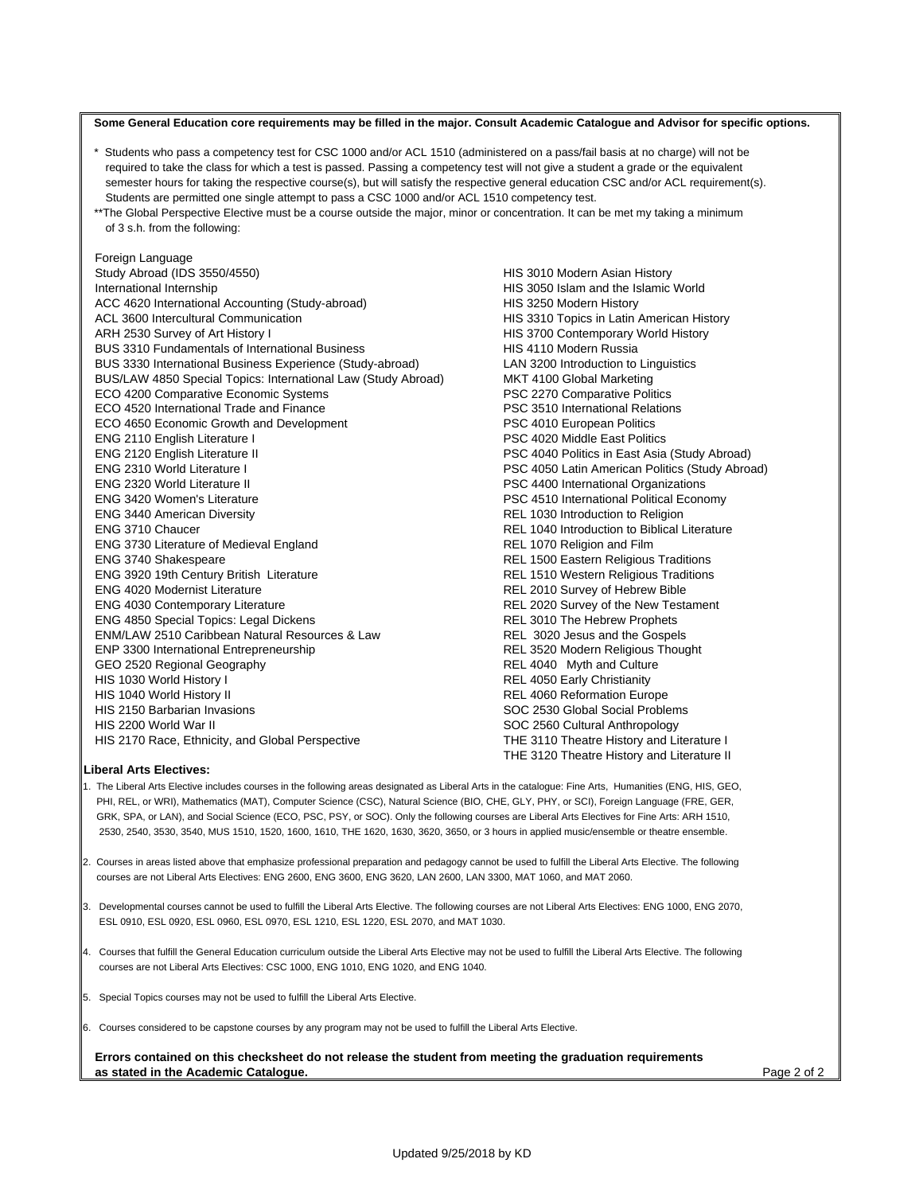**Some General Education core requirements may be filled in the major. Consult Academic Catalogue and Advisor for specific options.**

\* Students who pass a competency test for CSC 1000 and/or ACL 1510 (administered on a pass/fail basis at no charge) will not be required to take the class for which a test is passed. Passing a competency test will not give a student a grade or the equivalent semester hours for taking the respective course(s), but will satisfy the respective general education CSC and/or ACL requirement(s). Students are permitted one single attempt to pass a CSC 1000 and/or ACL 1510 competency test.

**The Global Perspective Elective must be a course outside the major, minor or concentration. It can be met my taking a minimum of 3 s.h. from the following:

- Foreign Language
- Study Abroad (IDS 3550/4550)
- International Internship
- ACC 4620 International Accounting (Study-abroad)
- ACL 3600 Intercultural Communication
- ARH 2530 Survey of Art History I
- BUS 3310 Fundamentals of International Business
- BUS 3330 International Business Experience (Study-abroad)
- BUS/LAW 4850 Special Topics: International Law (Study Abroad)
- ECO 4200 Comparative Economic Systems
- ECO 4520 International Trade and Finance
- ECO 4650 Economic Growth and Development
- ENG 2110 English Literature I
- ENG 2120 English Literature II
- ENG 2310 World Literature I
- ENG 2320 World Literature II
- ENG 3420 Women's Literature
- ENG 3440 American Diversity
- ENG 3710 Chaucer
- ENG 3730 Literature of Medieval England
- ENG 3740 Shakespeare
- ENG 3920 19th Century British Literature
- ENG 4020 Modernist Literature
- ENG 4030 Contemporary Literature
- ENG 4850 Special Topics: Legal Dickens
- ENM/LAW 2510 Caribbean Natural Resources & Law
- ENP 3300 International Entrepreneurship
- GEO 2520 Regional Geography
- HIS 1030 World History I
- HIS 1040 World History II
- HIS 2150 Barbarian Invasions
- HIS 2200 World War II
- HIS 2170 Race, Ethnicity, and Global Perspective
- HIS 3010 Modern Asian History
- HIS 3050 Islam and the Islamic World
- HIS 3250 Modern History
- HIS 3310 Topics in Latin American History
- HIS 3700 Contemporary World History
- HIS 4110 Modern Russia
- LAN 3200 Introduction to Linguistics
- MKT 4100 Global Marketing
- PSC 2270 Comparative Politics
- PSC 3510 International Relations
- PSC 4010 European Politics
- PSC 4020 Middle East Politics
- PSC 4040 Politics in East Asia (Study Abroad)
- PSC 4050 Latin American Politics (Study Abroad)
- PSC 4400 International Organizations
- PSC 4510 International Political Economy
- REL 1030 Introduction to Religion
- REL 1040 Introduction to Biblical Literature
- REL 1070 Religion and Film
- REL 1500 Eastern Religious Traditions
- REL 1510 Western Religious Traditions
- REL 2010 Survey of Hebrew Bible
- REL 2020 Survey of the New Testament
- REL 3010 The Hebrew Prophets
- REL 3020 Jesus and the Gospels
- REL 3520 Modern Religious Thought
- REL 4040 Myth and Culture
- REL 4050 Early Christianity
- REL 4060 Reformation Europe
- SOC 2530 Global Social Problems
- SOC 2560 Cultural Anthropology
- THE 3110 Theatre History and Literature I
- THE 3120 Theatre History and Literature II

**Liberal Arts Electives:**

1. The Liberal Arts Elective includes courses in the following areas designated as Liberal Arts in the catalogue: Fine Arts, Humanities (ENG, HIS, GEO, PHI, REL, or WRI), Mathematics (MAT), Computer Science (CSC), Natural Science (BIO, CHE, GLY, PHY, or SCI), Foreign Language (FRE, GER, GRK, SPA, or LAN), and Social Science (ECO, PSC, PSY, or SOC). Only the following courses are Liberal Arts Electives for Fine Arts: ARH 1510, 2530, 2540, 3530, 3540, MUS 1510, 1520, 1600, 1610, THE 1620, 1630, 3620, 3650, or 3 hours in applied music/ensemble or theatre ensemble.

2. Courses in areas listed above that emphasize professional preparation and pedagogy cannot be used to fulfill the Liberal Arts Elective. The following courses are not Liberal Arts Electives: ENG 2600, ENG 3600, ENG 3620, LAN 2600, LAN 3300, MAT 1060, and MAT 2060.

3. Developmental courses cannot be used to fulfill the Liberal Arts Elective. The following courses are not Liberal Arts Electives: ENG 1000, ENG 2070, ESL 0910, ESL 0920, ESL 0960, ESL 0970, ESL 1210, ESL 1220, ESL 2070, and MAT 1030.

4. Courses that fulfill the General Education curriculum outside the Liberal Arts Elective may not be used to fulfill the Liberal Arts Elective. The following courses are not Liberal Arts Electives: CSC 1000, ENG 1010, ENG 1020, and ENG 1040.

5. Special Topics courses may not be used to fulfill the Liberal Arts Elective.

6. Courses considered to be capstone courses by any program may not be used to fulfill the Liberal Arts Elective.

**Errors contained on this checksheet do not release the student from meeting the graduation requirements as stated in the Academic Catalogue.**

Updated 9/25/2018 by KD